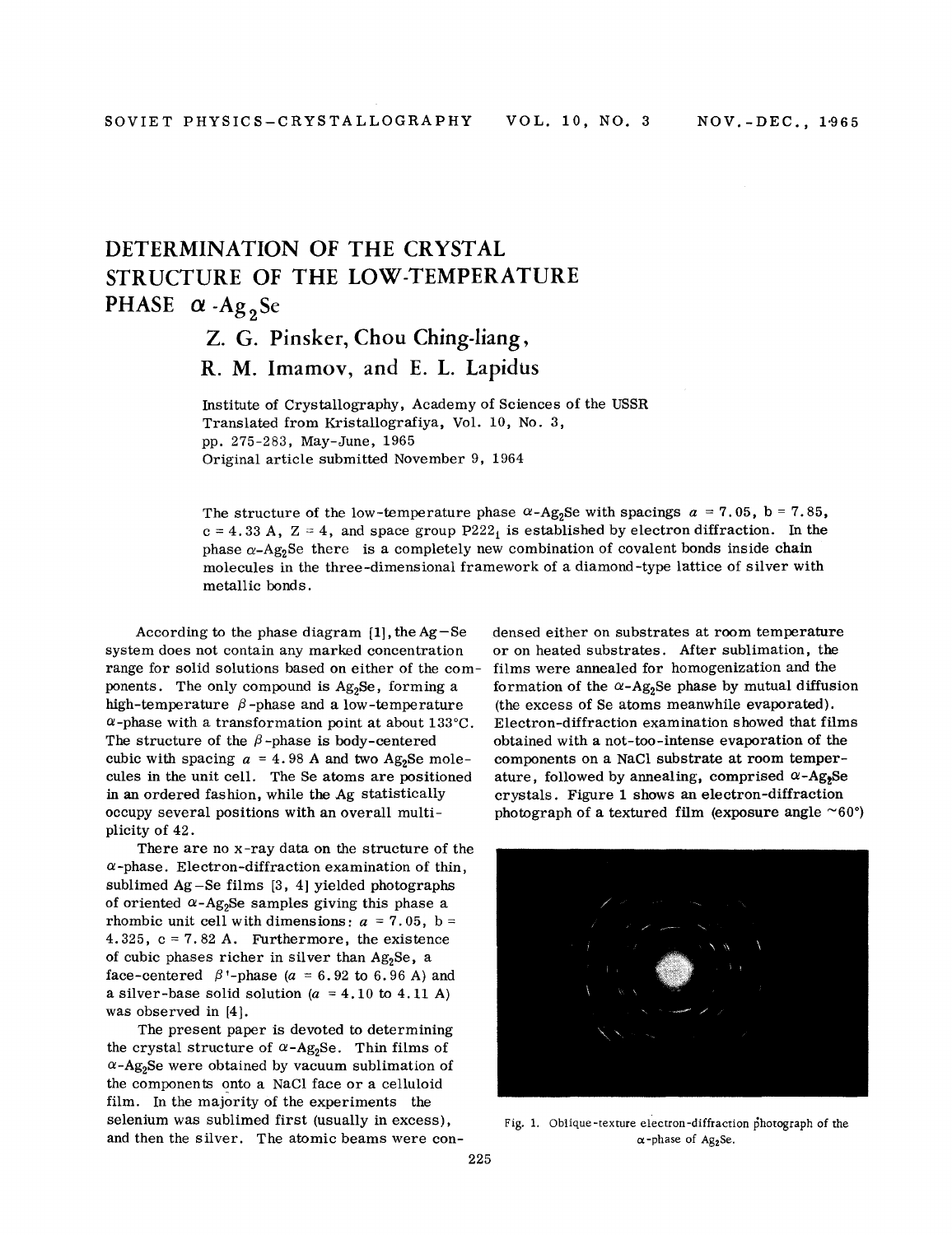# DETERMINATION OF THE CRYSTAL STRUCTURE OF THE LOW-TEMPERATURE PHASE $\alpha$-$Ag_2Se$

## Z. G. Pinsker, Chou Ching-liang, R. M. Imamov, and E. L. Lapidus

Institute of Crystallography, Academy of Sciences of the USSR
Translated from Kristallografiya, Vol. 10, No. 3,
pp. 275-283, May-June, 1965
Original article submitted November 9, 1964

The structure of the low-temperature phase $\alpha$-$Ag_2Se$ with spacings $a$ = 7.05, b = 7.85, c = 4.33 A, Z = 4, and space group $P222_1$ is established by electron diffraction. In the phase $\alpha$-$Ag_2Se$ there is a completely new combination of covalent bonds inside chain molecules in the three-dimensional framework of a diamond-type lattice of silver with metallic bonds.

According to the phase diagram [1], the Ag–Se system does not contain any marked concentration range for solid solutions based on either of the components. The only compound is $Ag_2Se$, forming a high-temperature $\beta$-phase and a low-temperature $\alpha$-phase with a transformation point at about 133°C. The structure of the $\beta$-phase is body-centered cubic with spacing $a$ = 4.98 A and two $Ag_2Se$ molecules in the unit cell. The Se atoms are positioned in an ordered fashion, while the Ag statistically occupy several positions with an overall multiplicity of 42.

There are no x-ray data on the structure of the $\alpha$-phase. Electron-diffraction examination of thin, sublimed Ag–Se films [3, 4] yielded photographs of oriented $\alpha$-$Ag_2Se$ samples giving this phase a rhombic unit cell with dimensions: $a$ = 7.05, b = 4.325, c = 7.82 A. Furthermore, the existence of cubic phases richer in silver than $Ag_2Se$, a face-centered $\beta'$-phase ($a$ = 6.92 to 6.96 A) and a silver-base solid solution ($a$ = 4.10 to 4.11 A) was observed in [4].

The present paper is devoted to determining the crystal structure of $\alpha$-$Ag_2Se$. Thin films of $\alpha$-$Ag_2Se$ were obtained by vacuum sublimation of the components onto a NaCl face or a celluloid film. In the majority of the experiments the selenium was sublimed first (usually in excess), and then the silver. The atomic beams were condensed either on substrates at room temperature or on heated substrates. After sublimation, the films were annealed for homogenization and the formation of the $\alpha$-$Ag_2Se$ phase by mutual diffusion (the excess of Se atoms meanwhile evaporated). Electron-diffraction examination showed that films obtained with a not-too-intense evaporation of the components on a NaCl substrate at room temperature, followed by annealing, comprised $\alpha$-$Ag_2Se$ crystals. Figure 1 shows an electron-diffraction photograph of a textured film (exposure angle ~60°)

Fig. 1. Oblique-texture electron-diffraction photograph of the $\alpha$-phase of $Ag_2Se$.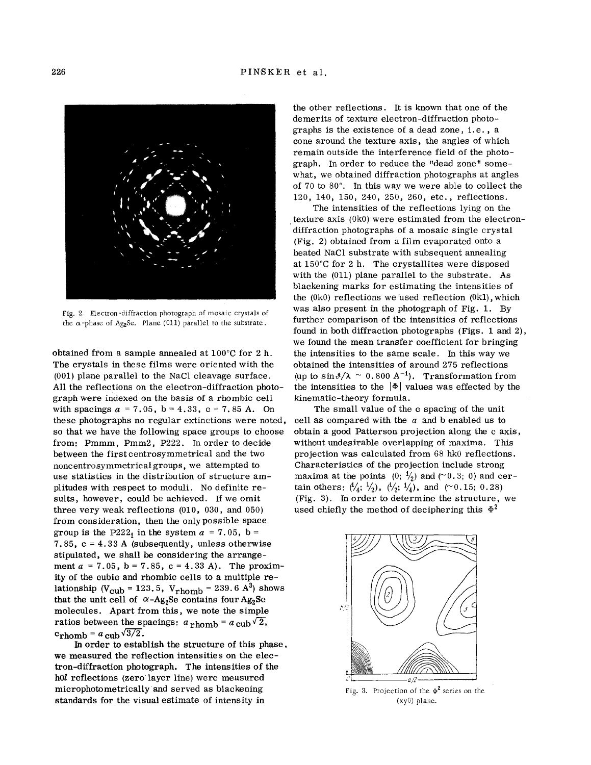Fig. 2. Electron-diffraction photograph of mosaic crystals of the $\alpha$-phase of $Ag_2Se$. Plane (011) parallel to the substrate.

obtained from a sample annealed at 100°C for 2 h. The crystals in these films were oriented with the (001) plane parallel to the NaCl cleavage surface. All the reflections on the electron-diffraction photograph were indexed on the basis of a rhombic cell with spacings $a$ = 7.05, b = 4.33, c = 7.85 A. On these photographs no regular extinctions were noted, so that we have the following space groups to choose from: Pmmm, Pmm2, P222. In order to decide between the first centrosymmetrical and the two noncentrosymmetrical groups, we attempted to use statistics in the distribution of structure amplitudes with respect to moduli. No definite results, however, could be achieved. If we omit three very weak reflections (010, 030, and 050) from consideration, then the only possible space group is the $P222_1$ in the system $a$ = 7.05, b = 7.85, c = 4.33 A (subsequently, unless otherwise stipulated, we shall be considering the arrangement $a$ = 7.05, b = 7.85, c = 4.33 A). The proximity of the cubic and rhombic cells to a multiple relationship ($V_{cub}$ = 123.5, $V_{rhomb}$ = 239.6 $A^3$) shows that the unit cell of $\alpha$-$Ag_2Se$ contains four $Ag_2Se$ molecules. Apart from this, we note the simple ratios between the spacings: $a_{rhomb} = a_{cub}\sqrt{2}$, $c_{rhomb} = a_{cub}\sqrt{3/2}$.

In order to establish the structure of this phase, we measured the reflection intensities on the electron-diffraction photograph. The intensities of the h0$l$ reflections (zero layer line) were measured microphotometrically and served as blackening standards for the visual estimate of intensity in the other reflections. It is known that one of the demerits of texture electron-diffraction photographs is the existence of a dead zone, i.e., a cone around the texture axis, the angles of which remain outside the interference field of the photograph. In order to reduce the "dead zone" somewhat, we obtained diffraction photographs at angles of 70 to 80°. In this way we were able to collect the 120, 140, 150, 240, 250, 260, etc., reflections.

The intensities of the reflections lying on the texture axis (0k0) were estimated from the electron-diffraction photographs of a mosaic single crystal (Fig. 2) obtained from a film evaporated onto a heated NaCl substrate with subsequent annealing at 150°C for 2 h. The crystallites were disposed with the (011) plane parallel to the substrate. As blackening marks for estimating the intensities of the (0k0) reflections we used reflection (0kl), which was also present in the photograph of Fig. 1. By further comparison of the intensities of reflections found in both diffraction photographs (Figs. 1 and 2), we found the mean transfer coefficient for bringing the intensities to the same scale. In this way we obtained the intensities of around 275 reflections (up to $\sin\vartheta/\lambda \sim 0.800$ $A^{-1}$). Transformation from the intensities to the $|\Phi|$ values was effected by the kinematic-theory formula.

The small value of the c spacing of the unit cell as compared with the $a$ and b enabled us to obtain a good Patterson projection along the c axis, without undesirable overlapping of maxima. This projection was calculated from 68 hk0 reflections. Characteristics of the projection include strong maxima at the points (0; ½) and (~0.3; 0) and certain others: (¼; ½), (½; ¼), and (~0.15; 0.28) (Fig. 3). In order to determine the structure, we used chiefly the method of deciphering this $\Phi^2$

Fig. 3. Projection of the $\Phi^2$ series on the (xy0) plane.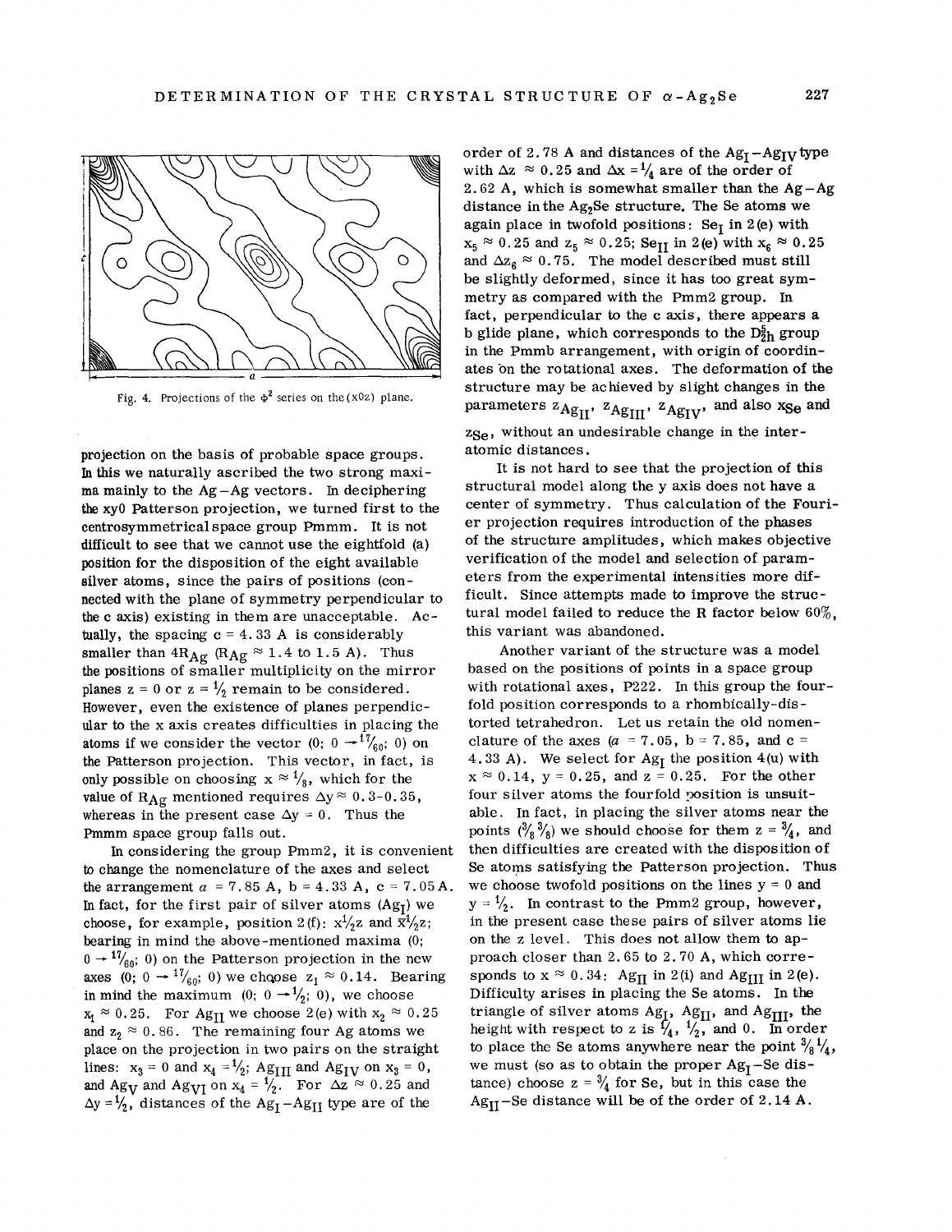Fig. 4. Projections of the $\Phi^2$ series on the (x0z) plane.

projection on the basis of probable space groups. In this we naturally ascribed the two strong maxima mainly to the Ag–Ag vectors. In deciphering the xy0 Patterson projection, we turned first to the centrosymmetrical space group Pmmm. It is not difficult to see that we cannot use the eightfold (a) position for the disposition of the eight available silver atoms, since the pairs of positions (connected with the plane of symmetry perpendicular to the c axis) existing in them are unacceptable. Actually, the spacing c = 4.33 A is considerably smaller than $4R_{Ag}$ ($R_{Ag} \approx 1.4$ to 1.5 A). Thus the positions of smaller multiplicity on the mirror planes z = 0 or z = $\frac{1}{2}$ remain to be considered. However, even the existence of planes perpendicular to the x axis creates difficulties in placing the atoms if we consider the vector (0; 0 → $^{17}/_{60}$; 0) on the Patterson projection. This vector, in fact, is only possible on choosing x ≈ $\frac{1}{8}$, which for the value of $R_{Ag}$ mentioned requires Δy ≈ 0.3-0.35, whereas in the present case Δy = 0. Thus the Pmmm space group falls out.

In considering the group Pmm2, it is convenient to change the nomenclature of the axes and select the arrangement a = 7.85 A, b = 4.33 A, c = 7.05 A. In fact, for the first pair of silver atoms ($Ag_I$) we choose, for example, position 2(f): x$\frac{1}{2}$z and $\bar{x}\frac{1}{2}$z; bearing in mind the above-mentioned maxima (0; 0 → $^{17}/_{60}$; 0) on the Patterson projection in the new axes (0; 0 → $^{17}/_{60}$; 0) we choose $z_1 \approx 0.14$. Bearing in mind the maximum (0; 0 → $\frac{1}{2}$; 0), we choose $x_1 \approx 0.25$. For $Ag_{II}$ we choose 2(e) with $x_2 \approx 0.25$ and $z_2 \approx 0.86$. The remaining four Ag atoms we place on the projection in two pairs on the straight lines: $x_3 = 0$ and $x_4 = \frac{1}{2}$; $Ag_{III}$ and $Ag_{IV}$ on $x_3 = 0$, and $Ag_V$ and $Ag_{VI}$ on $x_4 = \frac{1}{2}$. For Δz ≈ 0.25 and Δy = $\frac{1}{2}$, distances of the $Ag_I$–$Ag_{II}$ type are of the order of 2.78 A and distances of the $Ag_I$–$Ag_{IV}$ type with Δz ≈ 0.25 and Δx = $\frac{1}{4}$ are of the order of 2.62 A, which is somewhat smaller than the Ag–Ag distance in the $Ag_2Se$ structure. The Se atoms we again place in twofold positions: $Se_I$ in 2(e) with $x_5 \approx 0.25$ and $z_5 \approx 0.25$; $Se_{II}$ in 2(e) with $x_6 \approx 0.25$ and $\Delta z_6 \approx 0.75$. The model described must still be slightly deformed, since it has too great symmetry as compared with the Pmm2 group. In fact, perpendicular to the c axis, there appears a b glide plane, which corresponds to the $D_{2h}^5$ group in the Pmmb arrangement, with origin of coordinates on the rotational axes. The deformation of the structure may be achieved by slight changes in the parameters $z_{Ag_{II}}$, $z_{Ag_{III}}$, $z_{Ag_{IV}}$, and also $x_{Se}$ and $z_{Se}$, without an undesirable change in the interatomic distances.

It is not hard to see that the projection of this structural model along the y axis does not have a center of symmetry. Thus calculation of the Fourier projection requires introduction of the phases of the structure amplitudes, which makes objective verification of the model and selection of parameters from the experimental intensities more difficult. Since attempts made to improve the structural model failed to reduce the R factor below 60%, this variant was abandoned.

Another variant of the structure was a model based on the positions of points in a space group with rotational axes, P222. In this group the fourfold position corresponds to a rhombically-distorted tetrahedron. Let us retain the old nomenclature of the axes (a = 7.05, b = 7.85, and c = 4.33 A). We select for $Ag_I$ the position 4(u) with x ≈ 0.14, y = 0.25, and z = 0.25. For the other four silver atoms the fourfold position is unsuitable. In fact, in placing the silver atoms near the points ($\frac{3}{8}$ $\frac{3}{8}$) we should choose for them z = $\frac{3}{4}$, and then difficulties are created with the disposition of Se atoms satisfying the Patterson projection. Thus we choose twofold positions on the lines y = 0 and y = $\frac{1}{2}$. In contrast to the Pmm2 group, however, in the present case these pairs of silver atoms lie on the z level. This does not allow them to approach closer than 2.65 to 2.70 A, which corresponds to x ≈ 0.34: $Ag_{II}$ in 2(i) and $Ag_{III}$ in 2(e). Difficulty arises in placing the Se atoms. In the triangle of silver atoms $Ag_I$, $Ag_{II}$, and $Ag_{III}$, the height with respect to z is $\frac{1}{4}$, $\frac{1}{2}$, and 0. In order to place the Se atoms anywhere near the point $\frac{3}{8}$ $\frac{1}{4}$, we must (so as to obtain the proper $Ag_I$–Se distance) choose z = $\frac{3}{4}$ for Se, but in this case the $Ag_{II}$–Se distance will be of the order of 2.14 A.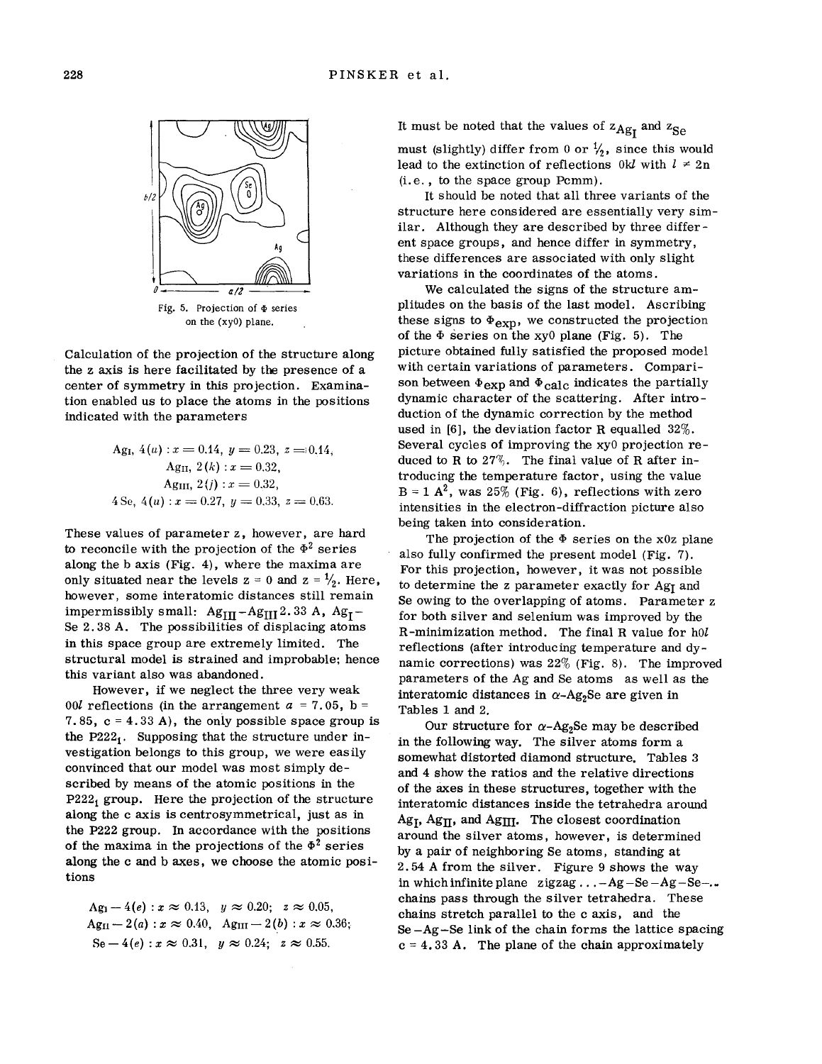Fig. 5. Projection of $\Phi$ series on the (xy0) plane.

Calculation of the projection of the structure along the z axis is here facilitated by the presence of a center of symmetry in this projection. Examination enabled us to place the atoms in the positions indicated with the parameters

$$\text{Ag}_{\text{I}},\ 4(u) : x = 0.14,\ y = 0.23,\ z = 0.14,$$
$$\text{Ag}_{\text{II}},\ 2(k) : x = 0.32,$$
$$\text{Ag}_{\text{III}},\ 2(j) : x = 0.32,$$
$$4\,\text{Se},\ 4(u) : x = 0.27,\ y = 0.33,\ z = 0.63.$$

These values of parameter z, however, are hard to reconcile with the projection of the $\Phi^2$ series along the b axis (Fig. 4), where the maxima are only situated near the levels z = 0 and z = ½. Here, however, some interatomic distances still remain impermissibly small: $\text{Ag}_{\text{III}}-\text{Ag}_{\text{III}}$ 2.33 A, $\text{Ag}_{\text{I}}-$Se 2.38 A. The possibilities of displacing atoms in this space group are extremely limited. The structural model is strained and improbable; hence this variant also was abandoned.

However, if we neglect the three very weak 00*l* reflections (in the arrangement a = 7.05, b = 7.85, c = 4.33 A), the only possible space group is the $P222_1$. Supposing that the structure under investigation belongs to this group, we were easily convinced that our model was most simply described by means of the atomic positions in the $P222_1$ group. Here the projection of the structure along the c axis is centrosymmetrical, just as in the P222 group. In accordance with the positions of the maxima in the projections of the $\Phi^2$ series along the c and b axes, we choose the atomic positions

$$\text{Ag}_{\text{I}} - 4(e) : x \approx 0.13,\quad y \approx 0.20;\quad z \approx 0.05,$$
$$\text{Ag}_{\text{II}} - 2(a) : x \approx 0.40,\quad \text{Ag}_{\text{III}} - 2(b) : x \approx 0.36;$$
$$\text{Se} - 4(e) : x \approx 0.31,\quad y \approx 0.24;\quad z \approx 0.55.$$

It must be noted that the values of $z_{\text{Ag}_{\text{I}}}$ and $z_{\text{Se}}$ must (slightly) differ from 0 or ½, since this would lead to the extinction of reflections 0*kl* with $l \neq 2n$ (i.e., to the space group Pcmm).

It should be noted that all three variants of the structure here considered are essentially very similar. Although they are described by three different space groups, and hence differ in symmetry, these differences are associated with only slight variations in the coordinates of the atoms.

We calculated the signs of the structure amplitudes on the basis of the last model. Ascribing these signs to $\Phi_{\text{exp}}$, we constructed the projection of the $\Phi$ series on the xy0 plane (Fig. 5). The picture obtained fully satisfied the proposed model with certain variations of parameters. Comparison between $\Phi_{\text{exp}}$ and $\Phi_{\text{calc}}$ indicates the partially dynamic character of the scattering. After introduction of the dynamic correction by the method used in [6], the deviation factor R equalled 32%. Several cycles of improving the xy0 projection reduced to R to 27%. The final value of R after introducing the temperature factor, using the value $B = 1\ \text{A}^2$, was 25% (Fig. 6), reflections with zero intensities in the electron-diffraction picture also being taken into consideration.

The projection of the $\Phi$ series on the x0z plane also fully confirmed the present model (Fig. 7). For this projection, however, it was not possible to determine the z parameter exactly for $\text{Ag}_{\text{I}}$ and Se owing to the overlapping of atoms. Parameter z for both silver and selenium was improved by the R-minimization method. The final R value for h0*l* reflections (after introducing temperature and dynamic corrections) was 22% (Fig. 8). The improved parameters of the Ag and Se atoms as well as the interatomic distances in $\alpha$-$\text{Ag}_2\text{Se}$ are given in Tables 1 and 2.

Our structure for $\alpha$-$\text{Ag}_2\text{Se}$ may be described in the following way. The silver atoms form a somewhat distorted diamond structure. Tables 3 and 4 show the ratios and the relative directions of the axes in these structures, together with the interatomic distances inside the tetrahedra around $\text{Ag}_{\text{I}}$, $\text{Ag}_{\text{II}}$, and $\text{Ag}_{\text{III}}$. The closest coordination around the silver atoms, however, is determined by a pair of neighboring Se atoms, standing at 2.54 A from the silver. Figure 9 shows the way in which infinite plane zigzag ...–Ag–Se–Ag–Se–... chains pass through the silver tetrahedra. These chains stretch parallel to the c axis, and the Se–Ag–Se link of the chain forms the lattice spacing c = 4.33 A. The plane of the chain approximately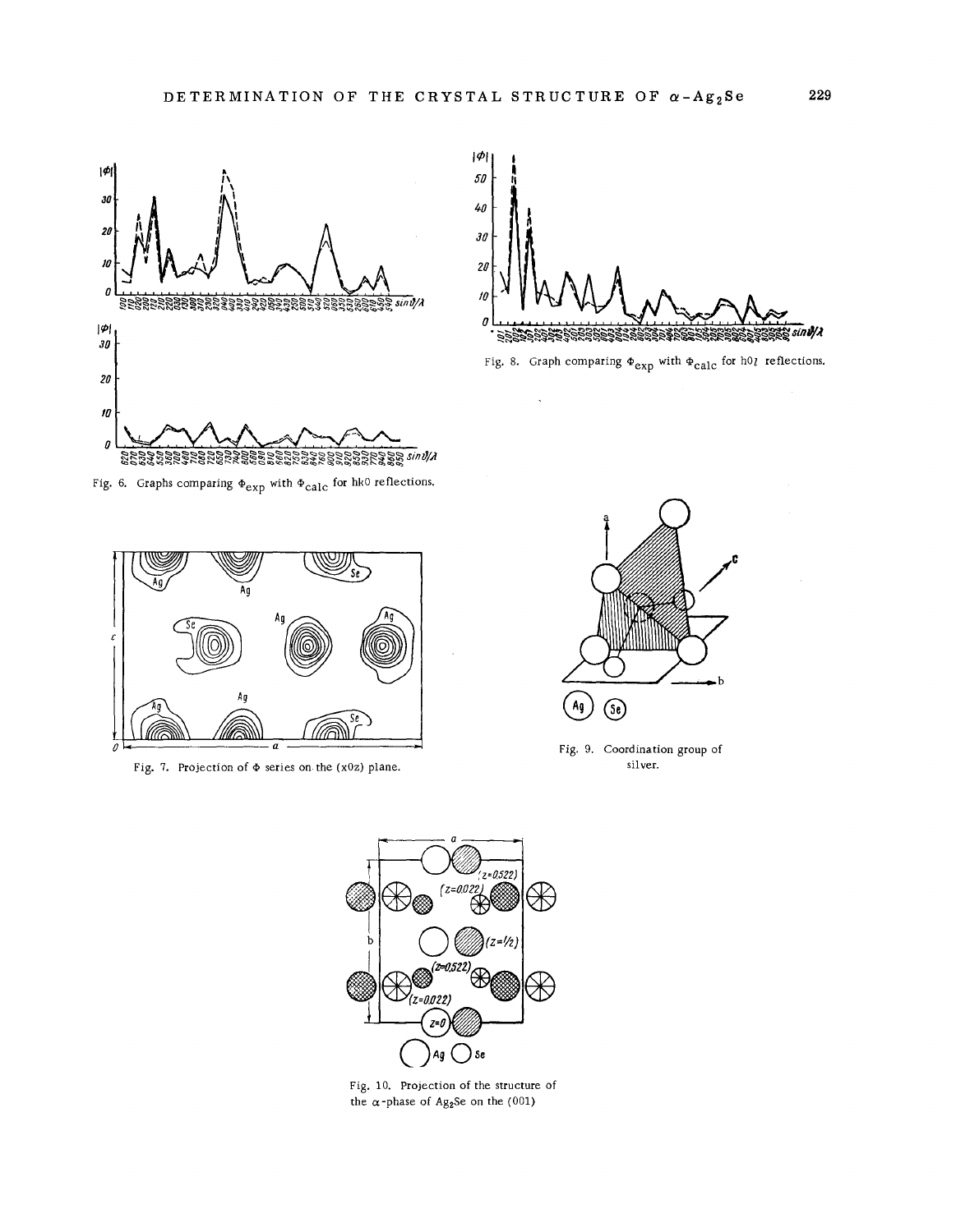Fig. 6. Graphs comparing $\Phi_{exp}$ with $\Phi_{calc}$ for hk0 reflections.

Fig. 8. Graph comparing $\Phi_{exp}$ with $\Phi_{calc}$ for h0$l$ reflections.

Fig. 7. Projection of $\Phi$ series on the (x0z) plane.

Fig. 9. Coordination group of silver.

Fig. 10. Projection of the structure of the $\alpha$-phase of $Ag_2Se$ on the (001)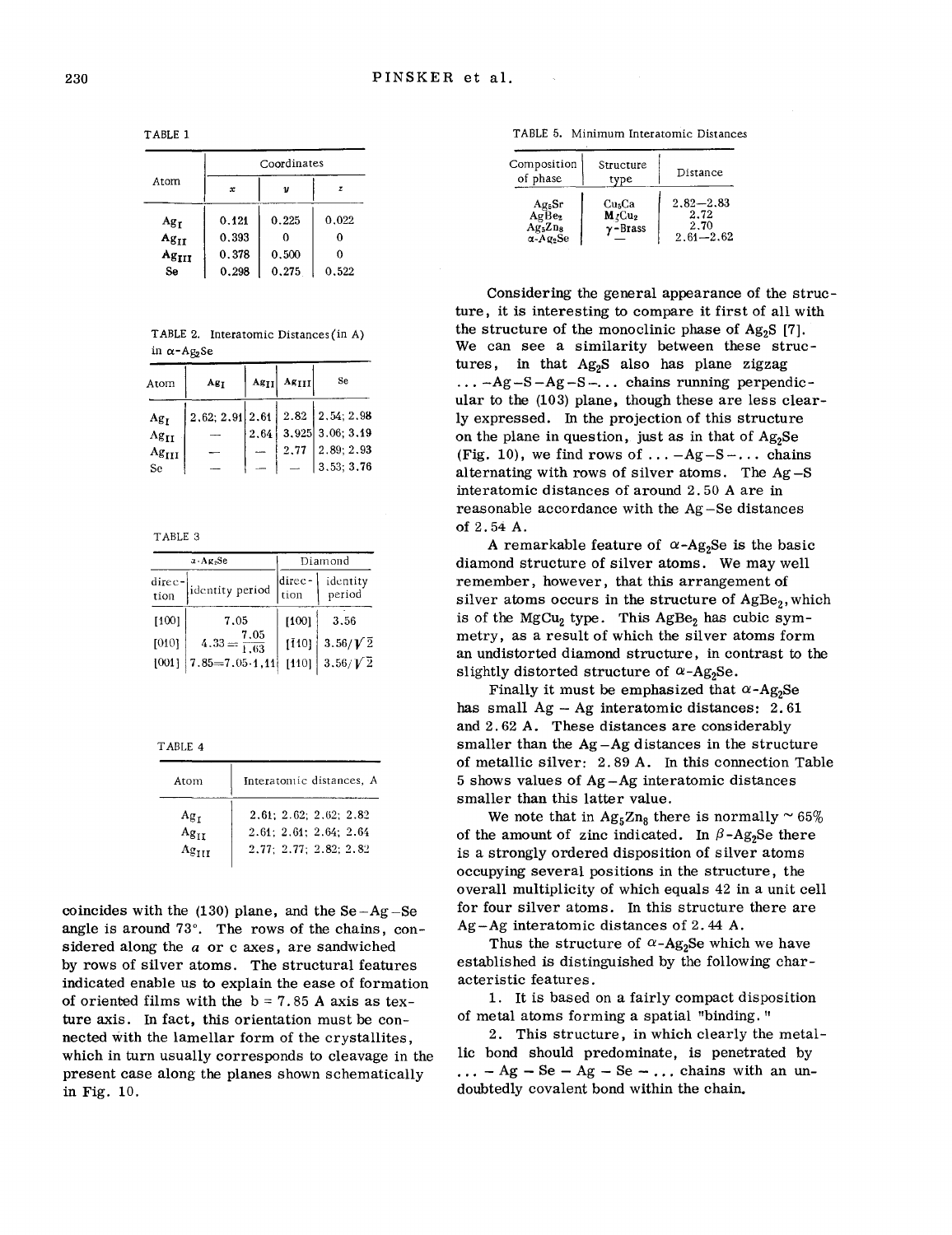TABLE 1

| Atom | Coordinates | | |
|---|---|---|---|
| | $x$ | $y$ | $z$ |
| $Ag_I$ | 0.121 | 0.225 | 0.022 |
| $Ag_{II}$ | 0.393 | 0 | 0 |
| $Ag_{III}$ | 0.378 | 0.500 | 0 |
| Se | 0.298 | 0.275 | 0.522 |

TABLE 2. Interatomic Distances (in A) in $\alpha$-$Ag_2Se$

| Atom | $Ag_I$ | $Ag_{II}$ | $Ag_{III}$ | Se |
|---|---|---|---|---|
| $Ag_I$ | 2.62; 2.91 | 2.61 | 2.82 | 2.54; 2.98 |
| $Ag_{II}$ | — | 2.64 | 3.925 | 3.06; 3.19 |
| $Ag_{III}$ | — | — | 2.77 | 2.89; 2.93 |
| Se | — | — | — | 3.53; 3.76 |

TABLE 3

| $\alpha$-$Ag_2Se$ | | Diamond | |
|---|---|---|---|
| direction | identity period | direction | identity period |
| [100] | 7.05 | [100] | 3.56 |
| [010] | $4.33=\frac{7.05}{1.63}$ | [$\bar{1}$10] | $3.56/\sqrt{2}$ |
| [001] | $7.85=7.05 \cdot 1.11$ | [110] | $3.56/\sqrt{2}$ |

TABLE 4

| Atom | Interatomic distances, A |
|---|---|
| $Ag_I$ | 2.61; 2.62; 2.62; 2.82 |
| $Ag_{II}$ | 2.61; 2.61; 2.64; 2.64 |
| $Ag_{III}$ | 2.77; 2.77; 2.82; 2.82 |

coincides with the (130) plane, and the Se–Ag–Se angle is around 73°. The rows of the chains, considered along the a or c axes, are sandwiched by rows of silver atoms. The structural features indicated enable us to explain the ease of formation of oriented films with the b = 7.85 A axis as texture axis. In fact, this orientation must be connected with the lamellar form of the crystallites, which in turn usually corresponds to cleavage in the present case along the planes shown schematically in Fig. 10.

TABLE 5. Minimum Interatomic Distances

| Composition of phase | Structure type | Distance |
|---|---|---|
| $Ag_5Sr$ | $Cu_5Ca$ | 2.82—2.83 |
| $AgBe_2$ | $MgCu_2$ | 2.72 |
| $Ag_5Zn_8$ | $\gamma$-Brass | 2.70 |
| $\alpha$-$Ag_2Se$ | — | 2.61—2.62 |

Considering the general appearance of the structure, it is interesting to compare it first of all with the structure of the monoclinic phase of $Ag_2S$ [7]. We can see a similarity between these structures, in that $Ag_2S$ also has plane zigzag ...–Ag–S–Ag–S–... chains running perpendicular to the (103) plane, though these are less clearly expressed. In the projection of this structure on the plane in question, just as in that of $Ag_2Se$ (Fig. 10), we find rows of ...–Ag–S–... chains alternating with rows of silver atoms. The Ag–S interatomic distances of around 2.50 A are in reasonable accordance with the Ag–Se distances of 2.54 A.

A remarkable feature of $\alpha$-$Ag_2Se$ is the basic diamond structure of silver atoms. We may well remember, however, that this arrangement of silver atoms occurs in the structure of $AgBe_2$, which is of the $MgCu_2$ type. This $AgBe_2$ has cubic symmetry, as a result of which the silver atoms form an undistorted diamond structure, in contrast to the slightly distorted structure of $\alpha$-$Ag_2Se$.

Finally it must be emphasized that $\alpha$-$Ag_2Se$ has small Ag – Ag interatomic distances: 2.61 and 2.62 A. These distances are considerably smaller than the Ag–Ag distances in the structure of metallic silver: 2.89 A. In this connection Table 5 shows values of Ag–Ag interatomic distances smaller than this latter value.

We note that in $Ag_5Zn_8$ there is normally ~ 65% of the amount of zinc indicated. In $\beta$-$Ag_2Se$ there is a strongly ordered disposition of silver atoms occupying several positions in the structure, the overall multiplicity of which equals 42 in a unit cell for four silver atoms. In this structure there are Ag–Ag interatomic distances of 2.44 A.

Thus the structure of $\alpha$-$Ag_2Se$ which we have established is distinguished by the following characteristic features.

1. It is based on a fairly compact disposition of metal atoms forming a spatial "binding."

2. This structure, in which clearly the metallic bond should predominate, is penetrated by ... – Ag – Se – Ag – Se – ... chains with an undoubtedly covalent bond within the chain.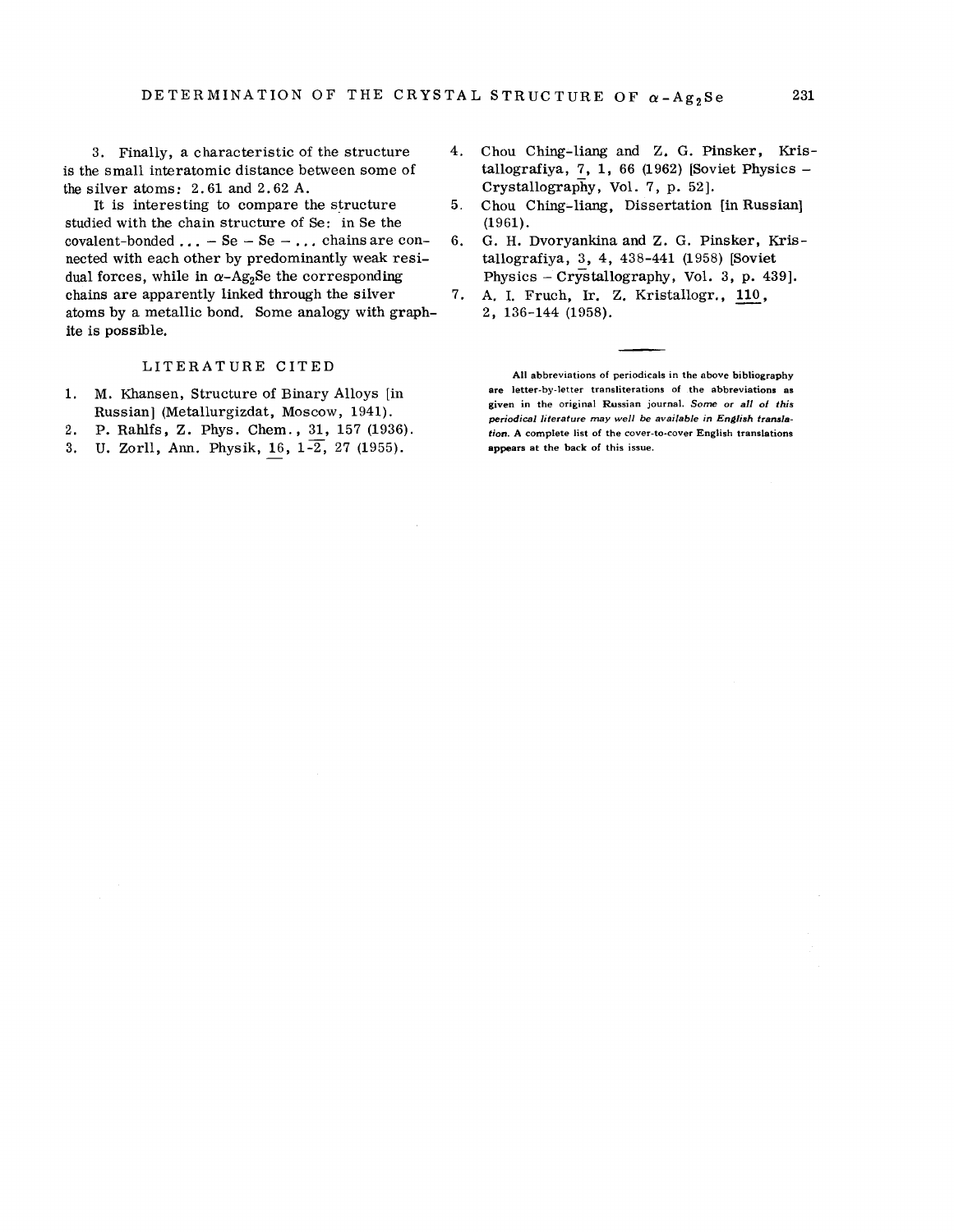3. Finally, a characteristic of the structure is the small interatomic distance between some of the silver atoms: 2.61 and 2.62 A.

It is interesting to compare the structure studied with the chain structure of Se: in Se the covalent-bonded ... – Se – Se – ... chains are connected with each other by predominantly weak residual forces, while in $\alpha$-$Ag_2Se$ the corresponding chains are apparently linked through the silver atoms by a metallic bond. Some analogy with graphite is possible.

## LITERATURE CITED

1. M. Khansen, Structure of Binary Alloys [in Russian] (Metallurgizdat, Moscow, 1941).
2. P. Rahlfs, Z. Phys. Chem., 31, 157 (1936).
3. U. Zorll, Ann. Physik, 16, 1-2, 27 (1955).
4. Chou Ching-liang and Z. G. Pinsker, Kristallografiya, 7, 1, 66 (1962) [Soviet Physics – Crystallography, Vol. 7, p. 52].
5. Chou Ching-liang, Dissertation [in Russian] (1961).
6. G. H. Dvoryankina and Z. G. Pinsker, Kristallografiya, 3, 4, 438-441 (1958) [Soviet Physics – Crystallography, Vol. 3, p. 439].
7. A. I. Fruch, Ir. Z. Kristallogr., 110, 2, 136-144 (1958).

All abbreviations of periodicals in the above bibliography are letter-by-letter transliterations of the abbreviations as given in the original Russian journal. *Some or all of this periodical literature may well be available in English translation.* A complete list of the cover-to-cover English translations appears at the back of this issue.